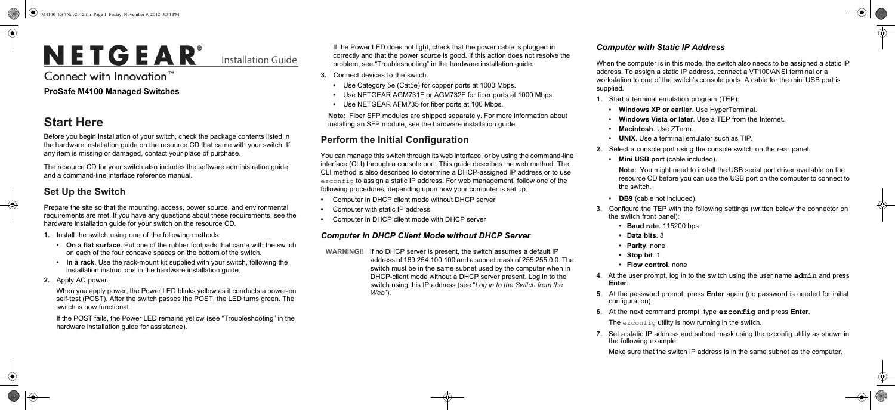# NETGEAR® Installation Guide

Connect with Innovation™

**ProSafe M4100 Managed Switches**

## Start Here

Before you begin installation of your switch, check the package contents listed in the hardware installation guide on the resource CD that came with your switch. If any item is missing or damaged, contact your place of purchase.

The resource CD for your switch also includes the software administration guide and a command-line interface reference manual.

### Set Up the Switch

Prepare the site so that the mounting, access, power source, and environmental requirements are met. If you have any questions about these requirements, see the hardware installation guide for your switch on the resource CD.

1. Install the switch using one of the following methods:
   - **On a flat surface**. Put one of the rubber footpads that came with the switch on each of the four concave spaces on the bottom of the switch.
   - **In a rack**. Use the rack-mount kit supplied with your switch, following the installation instructions in the hardware installation guide.
2. Apply AC power.

   When you apply power, the Power LED blinks yellow as it conducts a power-on self-test (POST). After the switch passes the POST, the LED turns green. The switch is now functional.

   If the POST fails, the Power LED remains yellow (see "Troubleshooting" in the hardware installation guide for assistance).

   If the Power LED does not light, check that the power cable is plugged in correctly and that the power source is good. If this action does not resolve the problem, see "Troubleshooting" in the hardware installation guide.
3. Connect devices to the switch.
   - Use Category 5e (Cat5e) for copper ports at 1000 Mbps.
   - Use NETGEAR AGM731F or AGM732F for fiber ports at 1000 Mbps.
   - Use NETGEAR AFM735 for fiber ports at 100 Mbps.

   **Note:** Fiber SFP modules are shipped separately. For more information about installing an SFP module, see the hardware installation guide.

### Perform the Initial Configuration

You can manage this switch through its web interface, or by using the command-line interface (CLI) through a console port. This guide describes the web method. The CLI method is also described to determine a DHCP-assigned IP address or to use `ezconfig` to assign a static IP address. For web management, follow one of the following procedures, depending upon how your computer is set up.

- Computer in DHCP client mode without DHCP server
- Computer with static IP address
- Computer in DHCP client mode with DHCP server

#### *Computer in DHCP Client Mode without DHCP Server*

**WARNING!!** If no DHCP server is present, the switch assumes a default IP address of 169.254.100.100 and a subnet mask of 255.255.0.0. The switch must be in the same subnet used by the computer when in DHCP-client mode without a DHCP server present. Log in to the switch using this IP address (see "*Log in to the Switch from the Web*").

#### *Computer with Static IP Address*

When the computer is in this mode, the switch also needs to be assigned a static IP address. To assign a static IP address, connect a VT100/ANSI terminal or a workstation to one of the switch's console ports. A cable for the mini USB port is supplied.

1. Start a terminal emulation program (TEP):
   - **Windows XP or earlier**. Use HyperTerminal.
   - **Windows Vista or later**. Use a TEP from the Internet.
   - **Macintosh**. Use ZTerm.
   - **UNIX**. Use a terminal emulator such as TIP.
2. Select a console port using the console switch on the rear panel:
   - **Mini USB port** (cable included).

     **Note:** You might need to install the USB serial port driver available on the resource CD before you can use the USB port on the computer to connect to the switch.
   - **DB9** (cable not included).
3. Configure the TEP with the following settings (written below the connector on the switch front panel):
   - **Baud rate**. 115200 bps
   - **Data bits**. 8
   - **Parity**. none
   - **Stop bit**. 1
   - **Flow control**. none
4. At the user prompt, log in to the switch using the user name **`admin`** and press **Enter**.
5. At the password prompt, press **Enter** again (no password is needed for initial configuration).
6. At the next command prompt, type **`ezconfig`** and press **Enter**.

   The `ezconfig` utility is now running in the switch.
7. Set a static IP address and subnet mask using the ezconfig utility as shown in the following example.

   Make sure that the switch IP address is in the same subnet as the computer.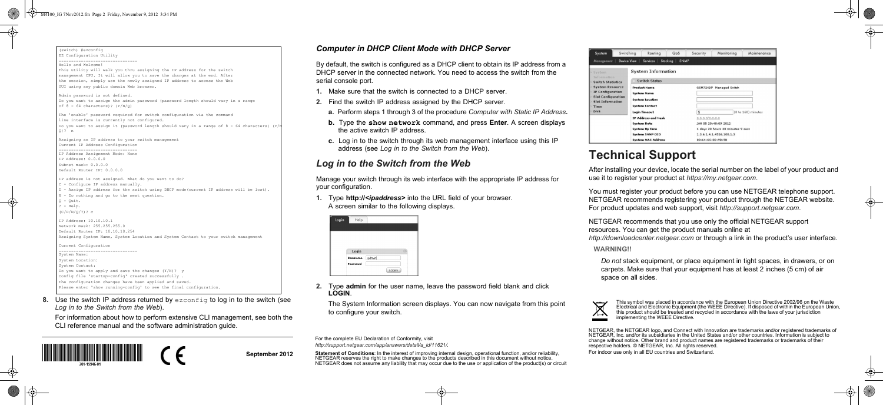```
(switch) #ezconfig
EZ Configuration Utility
--------------------------------
Hello and Welcome!
This utility will walk you thru assigning the IP address for the switch
management CPU. It will allow you to save the changes at the end. After
the session, simply use the newly assigned IP address to access the Web
GUI using any public domain Web browser.

Admin password is not defined.
Do you want to assign the admin password (password length should vary in a range
of 8 - 64 characters)? (Y/N/Q)

The 'enable' password required for switch configuration via the command
line interface is currently not configured.
Do you want to assign it (password length should vary in a range of 8 - 64 characters) (Y/N/
Q)?  n

Assigning an IP address to your switch management
Current IP Address Configuration
--------------------------------
IP Address Assignment Mode: None
IP Address: 0.0.0.0
Subnet mask: 0.0.0.0
Default Router IP: 0.0.0.0

IP address is not assigned. What do you want to do?
C - Configure IP address manually.
D - Assign IP address for the switch using DHCP mode(current IP address will be lost).
N - Do nothing and go to the next question.
Q - Quit.
? - Help.
(C/D/N/Q/?)? c

IP Address: 10.10.10.1
Network mask: 255.255.255.0
Default Router IP: 10.10.10.254
Assigning System Name, System Location and System Contact to your switch management

Current Configuration
--------------------------------
System Name:
System Location:
System Contact:
Do you want to apply and save the changes (Y/N)?  y
Config file 'startup-config' created successfully .
The configuration changes have been applied and saved.
Please enter 'show running-config' to see the final configuration.
```

8. Use the switch IP address returned by `ezconfig` to log in to the switch (see *Log in to the Switch from the Web*).

   For information about how to perform extensive CLI management, see both the CLI reference manual and the software administration guide.

201-15946-01

**September 2012**

### *Computer in DHCP Client Mode with DHCP Server*

By default, the switch is configured as a DHCP client to obtain its IP address from a DHCP server in the connected network. You need to access the switch from the serial console port.

1. Make sure that the switch is connected to a DHCP server.
2. Find the switch IP address assigned by the DHCP server.
   a. Perform steps 1 through 3 of the procedure *Computer with Static IP Address***.**
   b. Type the **`show network`** command, and press **Enter**. A screen displays the active switch IP address.
   c. Log in to the switch through its web management interface using this IP address (see *Log in to the Switch from the Web*).

## *Log in to the Switch from the Web*

Manage your switch through its web interface with the appropriate IP address for your configuration.

1. Type **http://<ipaddress>** into the URL field of your browser.
   A screen similar to the following displays.

2. Type **admin** for the user name, leave the password field blank and click **LOGIN**.

   The System Information screen displays. You can now navigate from this point to configure your switch.

For the complete EU Declaration of Conformity, visit
*http://support.netgear.com/app/answers/detail/a_id/11621/*.

**Statement of Conditions**: In the interest of improving internal design, operational function, and/or reliability, NETGEAR reserves the right to make changes to the products described in this document without notice. NETGEAR does not assume any liability that may occur due to the use or application of the product(s) or circuit

# Technical Support

After installing your device, locate the serial number on the label of your product and use it to register your product at *https://my.netgear.com*.

You must register your product before you can use NETGEAR telephone support. NETGEAR recommends registering your product through the NETGEAR website. For product updates and web support, visit *http://support.netgear.com*.

NETGEAR recommends that you use only the official NETGEAR support resources. You can get the product manuals online at *http://downloadcenter.netgear.com* or through a link in the product's user interface.

**WARNING!!**

*Do not* stack equipment, or place equipment in tight spaces, in drawers, or on carpets. Make sure that your equipment has at least 2 inches (5 cm) of air space on all sides.

This symbol was placed in accordance with the European Union Directive 2002/96 on the Waste Electrical and Electronic Equipment (the WEEE Directive). If disposed of within the European Union, this product should be treated and recycled in accordance with the laws of your jurisdiction implementing the WEEE Directive.

NETGEAR, the NETGEAR logo, and Connect with Innovation are trademarks and/or registered trademarks of NETGEAR, Inc. and/or its subsidiaries in the United States and/or other countries. Information is subject to change without notice. Other brand and product names are registered trademarks or trademarks of their respective holders. © NETGEAR, Inc. All rights reserved.

For indoor use only in all EU countries and Switzerland.